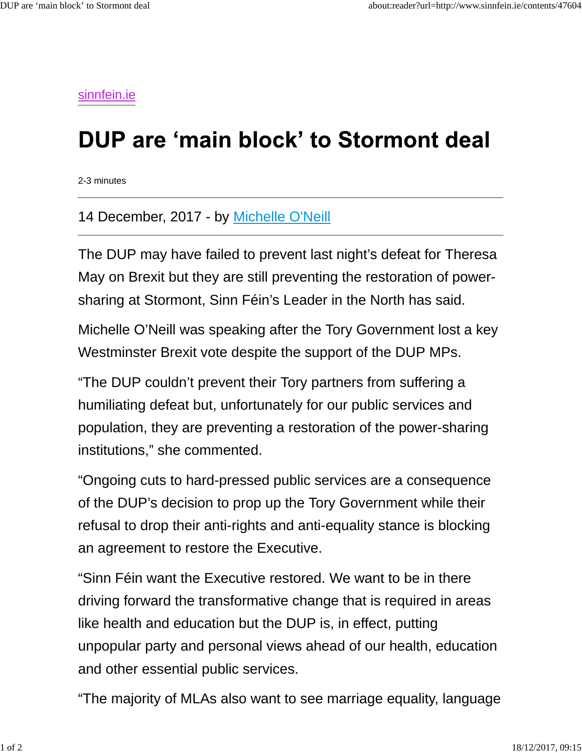sinnfein.ie

# DUP are ‘main block’ to Stormont deal

2-3 minutes

14 December, 2017 - by Michelle O'Neill

The DUP may have failed to prevent last night’s defeat for Theresa May on Brexit but they are still preventing the restoration of power-sharing at Stormont, Sinn Féin’s Leader in the North has said.

Michelle O’Neill was speaking after the Tory Government lost a key Westminster Brexit vote despite the support of the DUP MPs.

“The DUP couldn’t prevent their Tory partners from suffering a humiliating defeat but, unfortunately for our public services and population, they are preventing a restoration of the power-sharing institutions,” she commented.

“Ongoing cuts to hard-pressed public services are a consequence of the DUP’s decision to prop up the Tory Government while their refusal to drop their anti-rights and anti-equality stance is blocking an agreement to restore the Executive.

“Sinn Féin want the Executive restored. We want to be in there driving forward the transformative change that is required in areas like health and education but the DUP is, in effect, putting unpopular party and personal views ahead of our health, education and other essential public services.

“The majority of MLAs also want to see marriage equality, language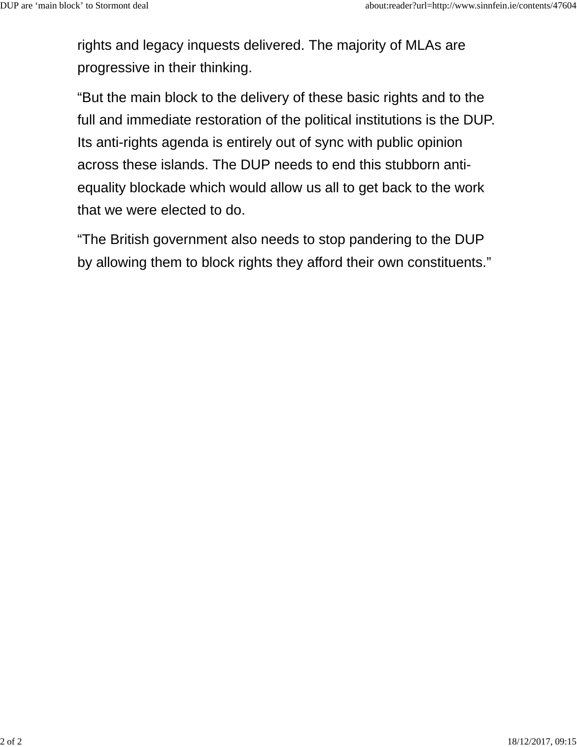rights and legacy inquests delivered. The majority of MLAs are progressive in their thinking.

“But the main block to the delivery of these basic rights and to the full and immediate restoration of the political institutions is the DUP. Its anti-rights agenda is entirely out of sync with public opinion across these islands. The DUP needs to end this stubborn anti-equality blockade which would allow us all to get back to the work that we were elected to do.

“The British government also needs to stop pandering to the DUP by allowing them to block rights they afford their own constituents.”